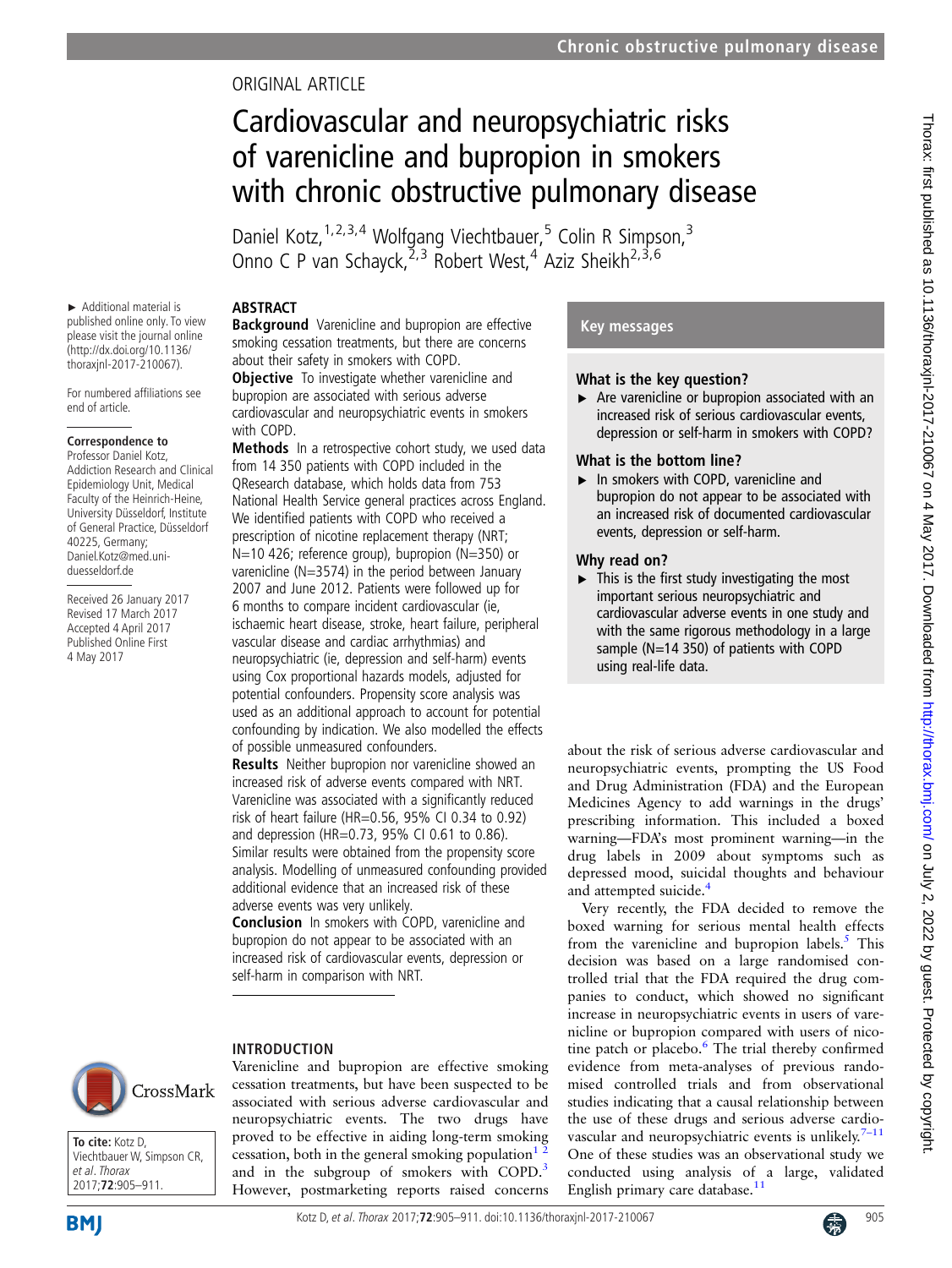ORIGINAL ARTICLE

# Cardiovascular and neuropsychiatric risks of varenicline and bupropion in smokers with chronic obstructive pulmonary disease

Daniel Kotz,[1,2,3,4] Wolfgang Viechtbauer,[5] Colin R Simpson,[3] Onno C P van Schayck,[2,3] Robert West,[4] Aziz Sheikh[2,3,6]

► Additional material is published online only. To view please visit the journal online (http://dx.doi.org/10.1136/thoraxjnl-2017-210067).

For numbered affiliations see end of article.

**Correspondence to**
Professor Daniel Kotz, Addiction Research and Clinical Epidemiology Unit, Medical Faculty of the Heinrich-Heine, University Düsseldorf, Institute of General Practice, Düsseldorf 40225, Germany; Daniel.Kotz@med.uni-duesseldorf.de

Received 26 January 2017
Revised 17 March 2017
Accepted 4 April 2017
Published Online First 4 May 2017

**To cite:** Kotz D, Viechtbauer W, Simpson CR, *et al*. *Thorax* 2017;**72**:905–911.

## ABSTRACT

**Background** Varenicline and bupropion are effective smoking cessation treatments, but there are concerns about their safety in smokers with COPD.

**Objective** To investigate whether varenicline and bupropion are associated with serious adverse cardiovascular and neuropsychiatric events in smokers with COPD.

**Methods** In a retrospective cohort study, we used data from 14 350 patients with COPD included in the QResearch database, which holds data from 753 National Health Service general practices across England. We identified patients with COPD who received a prescription of nicotine replacement therapy (NRT; N=10 426; reference group), bupropion (N=350) or varenicline (N=3574) in the period between January 2007 and June 2012. Patients were followed up for 6 months to compare incident cardiovascular (ie, ischaemic heart disease, stroke, heart failure, peripheral vascular disease and cardiac arrhythmias) and neuropsychiatric (ie, depression and self-harm) events using Cox proportional hazards models, adjusted for potential confounders. Propensity score analysis was used as an additional approach to account for potential confounding by indication. We also modelled the effects of possible unmeasured confounders.

**Results** Neither bupropion nor varenicline showed an increased risk of adverse events compared with NRT. Varenicline was associated with a significantly reduced risk of heart failure (HR=0.56, 95% CI 0.34 to 0.92) and depression (HR=0.73, 95% CI 0.61 to 0.86). Similar results were obtained from the propensity score analysis. Modelling of unmeasured confounding provided additional evidence that an increased risk of these adverse events was very unlikely.

**Conclusion** In smokers with COPD, varenicline and bupropion do not appear to be associated with an increased risk of cardiovascular events, depression or self-harm in comparison with NRT.

## Key messages

### What is the key question?

► Are varenicline or bupropion associated with an increased risk of serious cardiovascular events, depression or self-harm in smokers with COPD?

### What is the bottom line?

► In smokers with COPD, varenicline and bupropion do not appear to be associated with an increased risk of documented cardiovascular events, depression or self-harm.

### Why read on?

► This is the first study investigating the most important serious neuropsychiatric and cardiovascular adverse events in one study and with the same rigorous methodology in a large sample (N=14 350) of patients with COPD using real-life data.

## INTRODUCTION

Varenicline and bupropion are effective smoking cessation treatments, but have been suspected to be associated with serious adverse cardiovascular and neuropsychiatric events. The two drugs have proved to be effective in aiding long-term smoking cessation, both in the general smoking population[1,2] and in the subgroup of smokers with COPD.[3] However, postmarketing reports raised concerns about the risk of serious adverse cardiovascular and neuropsychiatric events, prompting the US Food and Drug Administration (FDA) and the European Medicines Agency to add warnings in the drugs' prescribing information. This included a boxed warning—FDA's most prominent warning—in the drug labels in 2009 about symptoms such as depressed mood, suicidal thoughts and behaviour and attempted suicide.[4]

Very recently, the FDA decided to remove the boxed warning for serious mental health effects from the varenicline and bupropion labels.[5] This decision was based on a large randomised controlled trial that the FDA required the drug companies to conduct, which showed no significant increase in neuropsychiatric events in users of varenicline or bupropion compared with users of nicotine patch or placebo.[6] The trial thereby confirmed evidence from meta-analyses of previous randomised controlled trials and from observational studies indicating that a causal relationship between the use of these drugs and serious adverse cardiovascular and neuropsychiatric events is unlikely.[7–11] One of these studies was an observational study we conducted using analysis of a large, validated English primary care database.[11]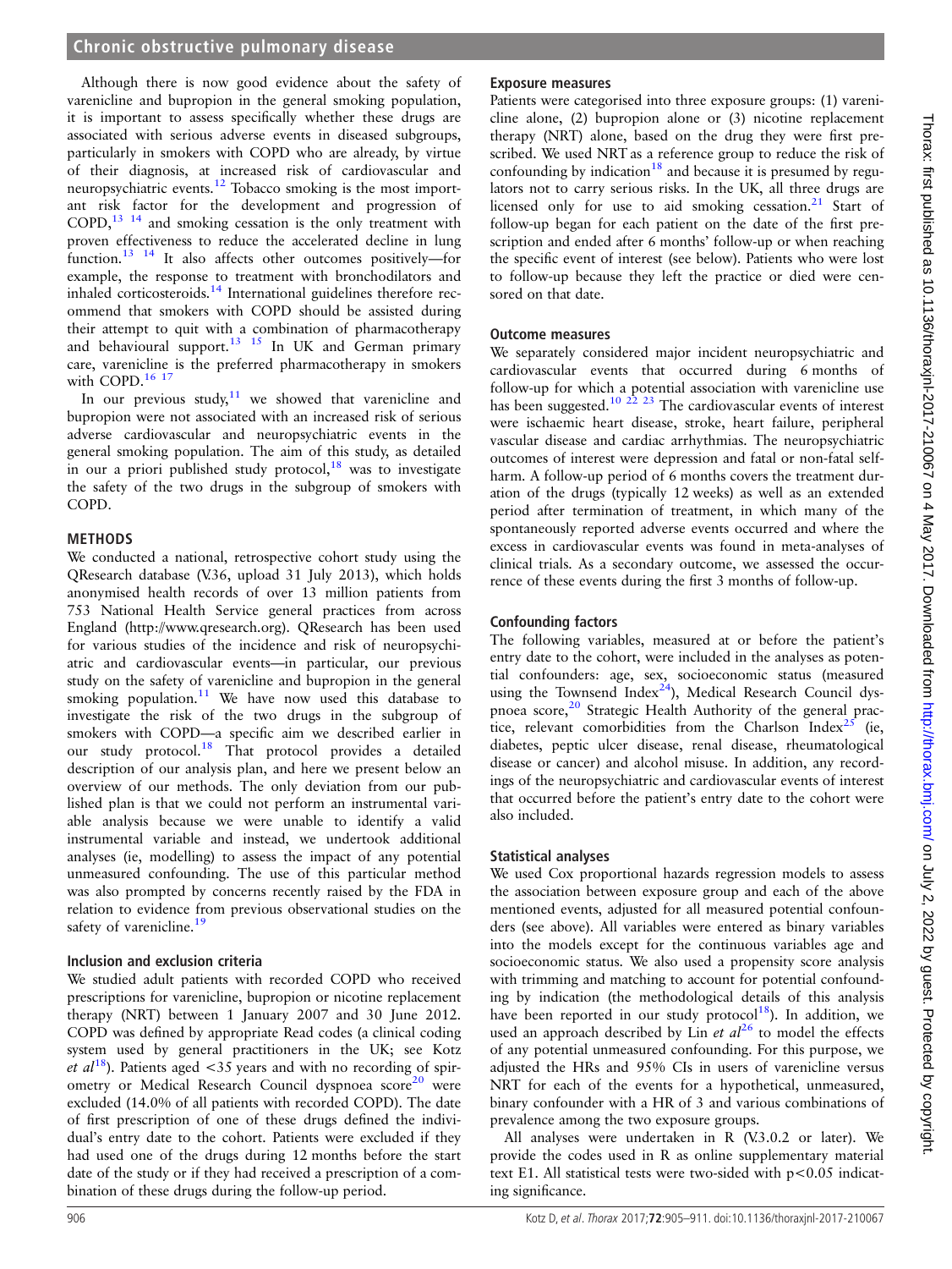Although there is now good evidence about the safety of varenicline and bupropion in the general smoking population, it is important to assess specifically whether these drugs are associated with serious adverse events in diseased subgroups, particularly in smokers with COPD who are already, by virtue of their diagnosis, at increased risk of cardiovascular and neuropsychiatric events.[12] Tobacco smoking is the most important risk factor for the development and progression of COPD,[13 14] and smoking cessation is the only treatment with proven effectiveness to reduce the accelerated decline in lung function.[13 14] It also affects other outcomes positively—for example, the response to treatment with bronchodilators and inhaled corticosteroids.[14] International guidelines therefore recommend that smokers with COPD should be assisted during their attempt to quit with a combination of pharmacotherapy and behavioural support.[13 15] In UK and German primary care, varenicline is the preferred pharmacotherapy in smokers with COPD.[16 17]

In our previous study,[11] we showed that varenicline and bupropion were not associated with an increased risk of serious adverse cardiovascular and neuropsychiatric events in the general smoking population. The aim of this study, as detailed in our a priori published study protocol,[18] was to investigate the safety of the two drugs in the subgroup of smokers with COPD.

## METHODS

We conducted a national, retrospective cohort study using the QResearch database (V.36, upload 31 July 2013), which holds anonymised health records of over 13 million patients from 753 National Health Service general practices from across England (http://www.qresearch.org). QResearch has been used for various studies of the incidence and risk of neuropsychiatric and cardiovascular events—in particular, our previous study on the safety of varenicline and bupropion in the general smoking population.[11] We have now used this database to investigate the risk of the two drugs in the subgroup of smokers with COPD—a specific aim we described earlier in our study protocol.[18] That protocol provides a detailed description of our analysis plan, and here we present below an overview of our methods. The only deviation from our published plan is that we could not perform an instrumental variable analysis because we were unable to identify a valid instrumental variable and instead, we undertook additional analyses (ie, modelling) to assess the impact of any potential unmeasured confounding. The use of this particular method was also prompted by concerns recently raised by the FDA in relation to evidence from previous observational studies on the safety of varenicline.[19]

### Inclusion and exclusion criteria

We studied adult patients with recorded COPD who received prescriptions for varenicline, bupropion or nicotine replacement therapy (NRT) between 1 January 2007 and 30 June 2012. COPD was defined by appropriate Read codes (a clinical coding system used by general practitioners in the UK; see Kotz *et al*[18]). Patients aged <35 years and with no recording of spirometry or Medical Research Council dyspnoea score[20] were excluded (14.0% of all patients with recorded COPD). The date of first prescription of one of these drugs defined the individual's entry date to the cohort. Patients were excluded if they had used one of the drugs during 12 months before the start date of the study or if they had received a prescription of a combination of these drugs during the follow-up period.

### Exposure measures

Patients were categorised into three exposure groups: (1) varenicline alone, (2) bupropion alone or (3) nicotine replacement therapy (NRT) alone, based on the drug they were first prescribed. We used NRT as a reference group to reduce the risk of confounding by indication[18] and because it is presumed by regulators not to carry serious risks. In the UK, all three drugs are licensed only for use to aid smoking cessation.[21] Start of follow-up began for each patient on the date of the first prescription and ended after 6 months' follow-up or when reaching the specific event of interest (see below). Patients who were lost to follow-up because they left the practice or died were censored on that date.

### Outcome measures

We separately considered major incident neuropsychiatric and cardiovascular events that occurred during 6 months of follow-up for which a potential association with varenicline use has been suggested.[10 22 23] The cardiovascular events of interest were ischaemic heart disease, stroke, heart failure, peripheral vascular disease and cardiac arrhythmias. The neuropsychiatric outcomes of interest were depression and fatal or non-fatal self-harm. A follow-up period of 6 months covers the treatment duration of the drugs (typically 12 weeks) as well as an extended period after termination of treatment, in which many of the spontaneously reported adverse events occurred and where the excess in cardiovascular events was found in meta-analyses of clinical trials. As a secondary outcome, we assessed the occurrence of these events during the first 3 months of follow-up.

### Confounding factors

The following variables, measured at or before the patient's entry date to the cohort, were included in the analyses as potential confounders: age, sex, socioeconomic status (measured using the Townsend Index[24]), Medical Research Council dyspnoea score,[20] Strategic Health Authority of the general practice, relevant comorbidities from the Charlson Index[25] (ie, diabetes, peptic ulcer disease, renal disease, rheumatological disease or cancer) and alcohol misuse. In addition, any recordings of the neuropsychiatric and cardiovascular events of interest that occurred before the patient's entry date to the cohort were also included.

### Statistical analyses

We used Cox proportional hazards regression models to assess the association between exposure group and each of the above mentioned events, adjusted for all measured potential confounders (see above). All variables were entered as binary variables into the models except for the continuous variables age and socioeconomic status. We also used a propensity score analysis with trimming and matching to account for potential confounding by indication (the methodological details of this analysis have been reported in our study protocol[18]). In addition, we used an approach described by Lin *et al*[26] to model the effects of any potential unmeasured confounding. For this purpose, we adjusted the HRs and 95% CIs in users of varenicline versus NRT for each of the events for a hypothetical, unmeasured, binary confounder with a HR of 3 and various combinations of prevalence among the two exposure groups.

All analyses were undertaken in R (V.3.0.2 or later). We provide the codes used in R as online supplementary material text E1. All statistical tests were two-sided with $p<0.05$ indicating significance.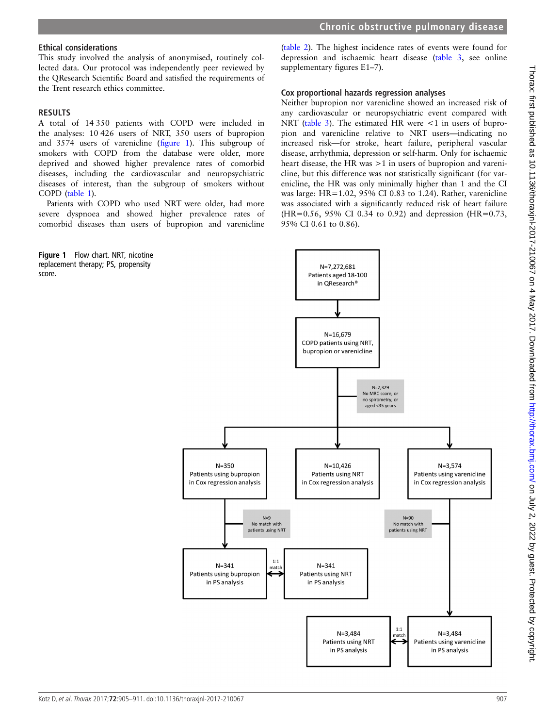### Ethical considerations

This study involved the analysis of anonymised, routinely collected data. Our protocol was independently peer reviewed by the QResearch Scientific Board and satisfied the requirements of the Trent research ethics committee.

## RESULTS

A total of 14 350 patients with COPD were included in the analyses: 10 426 users of NRT, 350 users of bupropion and 3574 users of varenicline (figure 1). This subgroup of smokers with COPD from the database were older, more deprived and showed higher prevalence rates of comorbid diseases, including the cardiovascular and neuropsychiatric diseases of interest, than the subgroup of smokers without COPD (table 1).

Patients with COPD who used NRT were older, had more severe dyspnoea and showed higher prevalence rates of comorbid diseases than users of bupropion and varenicline (table 2). The highest incidence rates of events were found for depression and ischaemic heart disease (table 3, see online supplementary figures E1–7).

### Cox proportional hazards regression analyses

Neither bupropion nor varenicline showed an increased risk of any cardiovascular or neuropsychiatric event compared with NRT (table 3). The estimated HR were <1 in users of bupropion and varenicline relative to NRT users—indicating no increased risk—for stroke, heart failure, peripheral vascular disease, arrhythmia, depression or self-harm. Only for ischaemic heart disease, the HR was >1 in users of bupropion and varenicline, but this difference was not statistically significant (for varenicline, the HR was only minimally higher than 1 and the CI was large: HR=1.02, 95% CI 0.83 to 1.24). Rather, varenicline was associated with a significantly reduced risk of heart failure (HR=0.56, 95% CI 0.34 to 0.92) and depression (HR=0.73, 95% CI 0.61 to 0.86).

N=7,272,681 Patients aged 18-100 in QResearch®
→ N=16,679 COPD patients using NRT, bupropion or varenicline
→ N=2,329 No MRC score, or no spirometry, or aged <35 years (excluded)
→ N=350 Patients using bupropion in Cox regression analysis; N=10,426 Patients using NRT in Cox regression analysis; N=3,574 Patients using varenicline in Cox regression analysis
→ Bupropion: N=9 No match with patients using NRT (excluded) → N=341 Patients using bupropion in PS analysis ⟷ (1:1 match) N=341 Patients using NRT in PS analysis
→ Varenicline: N=90 No match with patients using NRT (excluded) → N=3,484 Patients using varenicline in PS analysis ⟷ (1:1 match) N=3,484 Patients using NRT in PS analysis

**Figure 1** Flow chart. NRT, nicotine replacement therapy; PS, propensity score.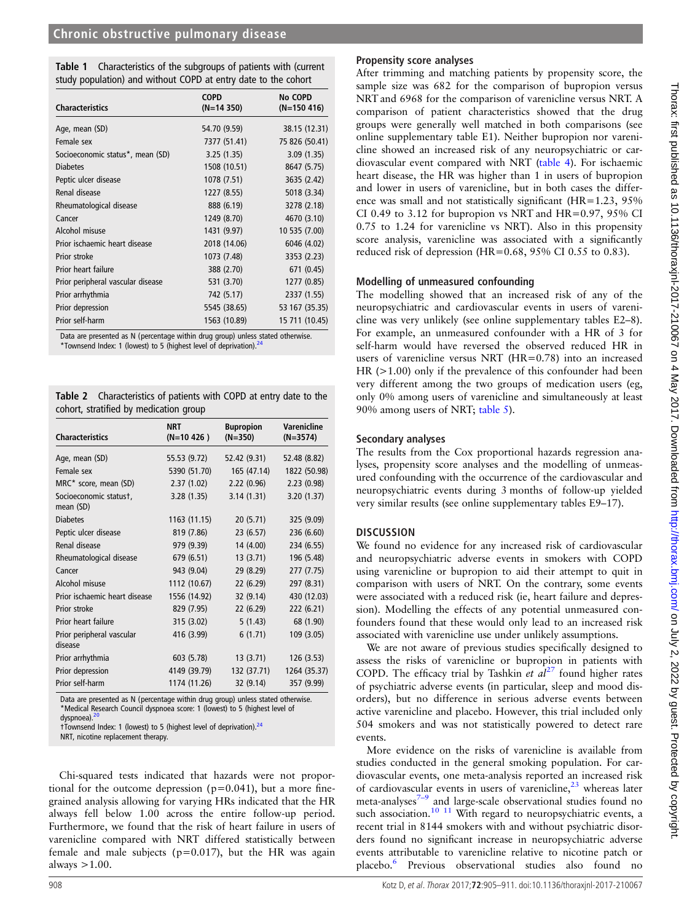**Table 1** Characteristics of the subgroups of patients with (current study population) and without COPD at entry date to the cohort

| Characteristics | COPD (N=14 350) | No COPD (N=150 416) |
|---|---|---|
| Age, mean (SD) | 54.70 (9.59) | 38.15 (12.31) |
| Female sex | 7377 (51.41) | 75 826 (50.41) |
| Socioeconomic status*, mean (SD) | 3.25 (1.35) | 3.09 (1.35) |
| Diabetes | 1508 (10.51) | 8647 (5.75) |
| Peptic ulcer disease | 1078 (7.51) | 3635 (2.42) |
| Renal disease | 1227 (8.55) | 5018 (3.34) |
| Rheumatological disease | 888 (6.19) | 3278 (2.18) |
| Cancer | 1249 (8.70) | 4670 (3.10) |
| Alcohol misuse | 1431 (9.97) | 10 535 (7.00) |
| Prior ischaemic heart disease | 2018 (14.06) | 6046 (4.02) |
| Prior stroke | 1073 (7.48) | 3353 (2.23) |
| Prior heart failure | 388 (2.70) | 671 (0.45) |
| Prior peripheral vascular disease | 531 (3.70) | 1277 (0.85) |
| Prior arrhythmia | 742 (5.17) | 2337 (1.55) |
| Prior depression | 5545 (38.65) | 53 167 (35.35) |
| Prior self-harm | 1563 (10.89) | 15 711 (10.45) |

Data are presented as N (percentage within drug group) unless stated otherwise.
*Townsend Index: 1 (lowest) to 5 (highest level of deprivation).[24]

**Table 2** Characteristics of patients with COPD at entry date to the cohort, stratified by medication group

| Characteristics | NRT (N=10 426 ) | Bupropion (N=350) | Varenicline (N=3574) |
|---|---|---|---|
| Age, mean (SD) | 55.53 (9.72) | 52.42 (9.31) | 52.48 (8.82) |
| Female sex | 5390 (51.70) | 165 (47.14) | 1822 (50.98) |
| MRC* score, mean (SD) | 2.37 (1.02) | 2.22 (0.96) | 2.23 (0.98) |
| Socioeconomic status†, mean (SD) | 3.28 (1.35) | 3.14 (1.31) | 3.20 (1.37) |
| Diabetes | 1163 (11.15) | 20 (5.71) | 325 (9.09) |
| Peptic ulcer disease | 819 (7.86) | 23 (6.57) | 236 (6.60) |
| Renal disease | 979 (9.39) | 14 (4.00) | 234 (6.55) |
| Rheumatological disease | 679 (6.51) | 13 (3.71) | 196 (5.48) |
| Cancer | 943 (9.04) | 29 (8.29) | 277 (7.75) |
| Alcohol misuse | 1112 (10.67) | 22 (6.29) | 297 (8.31) |
| Prior ischaemic heart disease | 1556 (14.92) | 32 (9.14) | 430 (12.03) |
| Prior stroke | 829 (7.95) | 22 (6.29) | 222 (6.21) |
| Prior heart failure | 315 (3.02) | 5 (1.43) | 68 (1.90) |
| Prior peripheral vascular disease | 416 (3.99) | 6 (1.71) | 109 (3.05) |
| Prior arrhythmia | 603 (5.78) | 13 (3.71) | 126 (3.53) |
| Prior depression | 4149 (39.79) | 132 (37.71) | 1264 (35.37) |
| Prior self-harm | 1174 (11.26) | 32 (9.14) | 357 (9.99) |

Data are presented as N (percentage within drug group) unless stated otherwise.
*Medical Research Council dyspnoea score: 1 (lowest) to 5 (highest level of dyspnoea).[20]
†Townsend Index: 1 (lowest) to 5 (highest level of deprivation).[24]
NRT, nicotine replacement therapy.

Chi-squared tests indicated that hazards were not proportional for the outcome depression (p=0.041), but a more fine-grained analysis allowing for varying HRs indicated that the HR always fell below 1.00 across the entire follow-up period. Furthermore, we found that the risk of heart failure in users of varenicline compared with NRT differed statistically between female and male subjects (p=0.017), but the HR was again always >1.00.

### Propensity score analyses

After trimming and matching patients by propensity score, the sample size was 682 for the comparison of bupropion versus NRT and 6968 for the comparison of varenicline versus NRT. A comparison of patient characteristics showed that the drug groups were generally well matched in both comparisons (see online supplementary table E1). Neither bupropion nor varenicline showed an increased risk of any neuropsychiatric or cardiovascular event compared with NRT (table 4). For ischaemic heart disease, the HR was higher than 1 in users of bupropion and lower in users of varenicline, but in both cases the difference was small and not statistically significant (HR=1.23, 95% CI 0.49 to 3.12 for bupropion vs NRT and HR=0.97, 95% CI 0.75 to 1.24 for varenicline vs NRT). Also in this propensity score analysis, varenicline was associated with a significantly reduced risk of depression (HR=0.68, 95% CI 0.55 to 0.83).

### Modelling of unmeasured confounding

The modelling showed that an increased risk of any of the neuropsychiatric and cardiovascular events in users of varenicline was very unlikely (see online supplementary tables E2–8). For example, an unmeasured confounder with a HR of 3 for self-harm would have reversed the observed reduced HR in users of varenicline versus NRT (HR=0.78) into an increased HR (>1.00) only if the prevalence of this confounder had been very different among the two groups of medication users (eg, only 0% among users of varenicline and simultaneously at least 90% among users of NRT; table 5).

### Secondary analyses

The results from the Cox proportional hazards regression analyses, propensity score analyses and the modelling of unmeasured confounding with the occurrence of the cardiovascular and neuropsychiatric events during 3 months of follow-up yielded very similar results (see online supplementary tables E9–17).

## DISCUSSION

We found no evidence for any increased risk of cardiovascular and neuropsychiatric adverse events in smokers with COPD using varenicline or bupropion to aid their attempt to quit in comparison with users of NRT. On the contrary, some events were associated with a reduced risk (ie, heart failure and depression). Modelling the effects of any potential unmeasured confounders found that these would only lead to an increased risk associated with varenicline use under unlikely assumptions.

We are not aware of previous studies specifically designed to assess the risks of varenicline or bupropion in patients with COPD. The efficacy trial by Tashkin *et al*[27] found higher rates of psychiatric adverse events (in particular, sleep and mood disorders), but no difference in serious adverse events between active varenicline and placebo. However, this trial included only 504 smokers and was not statistically powered to detect rare events.

More evidence on the risks of varenicline is available from studies conducted in the general smoking population. For cardiovascular events, one meta-analysis reported an increased risk of cardiovascular events in users of varenicline,[23] whereas later meta-analyses[7–9] and large-scale observational studies found no such association.[10 11] With regard to neuropsychiatric events, a recent trial in 8144 smokers with and without psychiatric disorders found no significant increase in neuropsychiatric adverse events attributable to varenicline relative to nicotine patch or placebo.[6] Previous observational studies also found no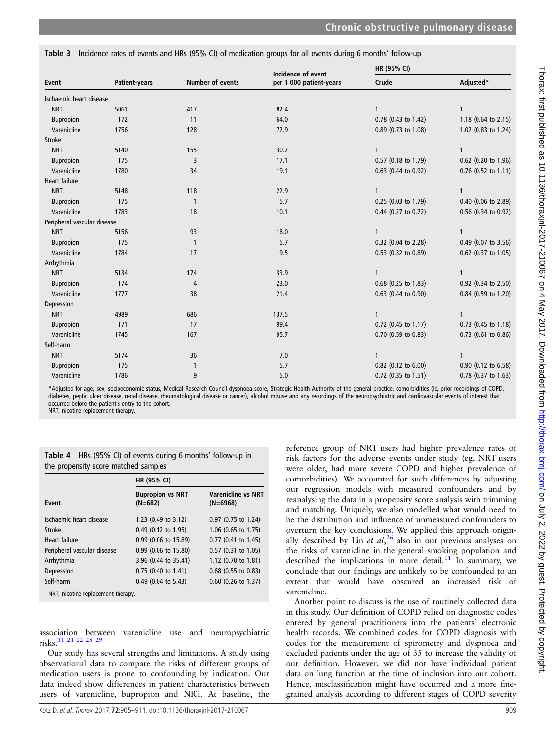**Table 3** Incidence rates of events and HRs (95% CI) of medication groups for all events during 6 months' follow-up

| Event | Patient-years | Number of events | Incidence of event per 1 000 patient-years | HR (95% CI) | |
|---|---|---|---|---|---|
| | | | | Crude | Adjusted* |
| Ischaemic heart disease | | | | | |
| NRT | 5061 | 417 | 82.4 | 1 | 1 |
| Bupropion | 172 | 11 | 64.0 | 0.78 (0.43 to 1.42) | 1.18 (0.64 to 2.15) |
| Varenicline | 1756 | 128 | 72.9 | 0.89 (0.73 to 1.08) | 1.02 (0.83 to 1.24) |
| Stroke | | | | | |
| NRT | 5140 | 155 | 30.2 | 1 | 1 |
| Bupropion | 175 | 3 | 17.1 | 0.57 (0.18 to 1.79) | 0.62 (0.20 to 1.96) |
| Varenicline | 1780 | 34 | 19.1 | 0.63 (0.44 to 0.92) | 0.76 (0.52 to 1.11) |
| Heart failure | | | | | |
| NRT | 5148 | 118 | 22.9 | 1 | 1 |
| Bupropion | 175 | 1 | 5.7 | 0.25 (0.03 to 1.79) | 0.40 (0.06 to 2.89) |
| Varenicline | 1783 | 18 | 10.1 | 0.44 (0.27 to 0.72) | 0.56 (0.34 to 0.92) |
| Peripheral vascular disease | | | | | |
| NRT | 5156 | 93 | 18.0 | 1 | 1 |
| Bupropion | 175 | 1 | 5.7 | 0.32 (0.04 to 2.28) | 0.49 (0.07 to 3.56) |
| Varenicline | 1784 | 17 | 9.5 | 0.53 (0.32 to 0.89) | 0.62 (0.37 to 1.05) |
| Arrhythmia | | | | | |
| NRT | 5134 | 174 | 33.9 | 1 | 1 |
| Bupropion | 174 | 4 | 23.0 | 0.68 (0.25 to 1.83) | 0.92 (0.34 to 2.50) |
| Varenicline | 1777 | 38 | 21.4 | 0.63 (0.44 to 0.90) | 0.84 (0.59 to 1.20) |
| Depression | | | | | |
| NRT | 4989 | 686 | 137.5 | 1 | 1 |
| Bupropion | 171 | 17 | 99.4 | 0.72 (0.45 to 1.17) | 0.73 (0.45 to 1.18) |
| Varenicline | 1745 | 167 | 95.7 | 0.70 (0.59 to 0.83) | 0.73 (0.61 to 0.86) |
| Self-harm | | | | | |
| NRT | 5174 | 36 | 7.0 | 1 | 1 |
| Bupropion | 175 | 1 | 5.7 | 0.82 (0.12 to 6.00) | 0.90 (0.12 to 6.58) |
| Varenicline | 1786 | 9 | 5.0 | 0.72 (0.35 to 1.51) | 0.78 (0.37 to 1.63) |

*Adjusted for age, sex, socioeconomic status, Medical Research Council dyspnoea score, Strategic Health Authority of the general practice, comorbidities (ie, prior recordings of COPD, diabetes, peptic ulcer disease, renal disease, rheumatological disease or cancer), alcohol misuse and any recordings of the neuropsychiatric and cardiovascular events of interest that occurred before the patient's entry to the cohort.
NRT, nicotine replacement therapy.

**Table 4** HRs (95% CI) of events during 6 months' follow-up in the propensity score matched samples

| Event | HR (95% CI) | |
|---|---|---|
| | Bupropion vs NRT (N=682) | Varenicline vs NRT (N=6968) |
| Ischaemic heart disease | 1.23 (0.49 to 3.12) | 0.97 (0.75 to 1.24) |
| Stroke | 0.49 (0.12 to 1.95) | 1.06 (0.65 to 1.75) |
| Heart failure | 0.99 (0.06 to 15.89) | 0.77 (0.41 to 1.45) |
| Peripheral vascular disease | 0.99 (0.06 to 15.80) | 0.57 (0.31 to 1.05) |
| Arrhythmia | 3.96 (0.44 to 35.41) | 1.12 (0.70 to 1.81) |
| Depression | 0.75 (0.40 to 1.41) | 0.68 (0.55 to 0.83) |
| Self-harm | 0.49 (0.04 to 5.43) | 0.60 (0.26 to 1.37) |

NRT, nicotine replacement therapy.

association between varenicline use and neuropsychiatric risks.[11 21 22 28 29]

Our study has several strengths and limitations. A study using observational data to compare the risks of different groups of medication users is prone to confounding by indication. Our data indeed show differences in patient characteristics between users of varenicline, bupropion and NRT. At baseline, the reference group of NRT users had higher prevalence rates of risk factors for the adverse events under study (eg, NRT users were older, had more severe COPD and higher prevalence of comorbidities). We accounted for such differences by adjusting our regression models with measured confounders and by reanalysing the data in a propensity score analysis with trimming and matching. Uniquely, we also modelled what would need to be the distribution and influence of unmeasured confounders to overturn the key conclusions. We applied this approach originally described by Lin *et al*,[26] also in our previous analyses on the risks of varenicline in the general smoking population and described the implications in more detail.[11] In summary, we conclude that our findings are unlikely to be confounded to an extent that would have obscured an increased risk of varenicline.

Another point to discuss is the use of routinely collected data in this study. Our definition of COPD relied on diagnostic codes entered by general practitioners into the patients' electronic health records. We combined codes for COPD diagnosis with codes for the measurement of spirometry and dyspnoea and excluded patients under the age of 35 to increase the validity of our definition. However, we did not have individual patient data on lung function at the time of inclusion into our cohort. Hence, misclassification might have occurred and a more fine-grained analysis according to different stages of COPD severity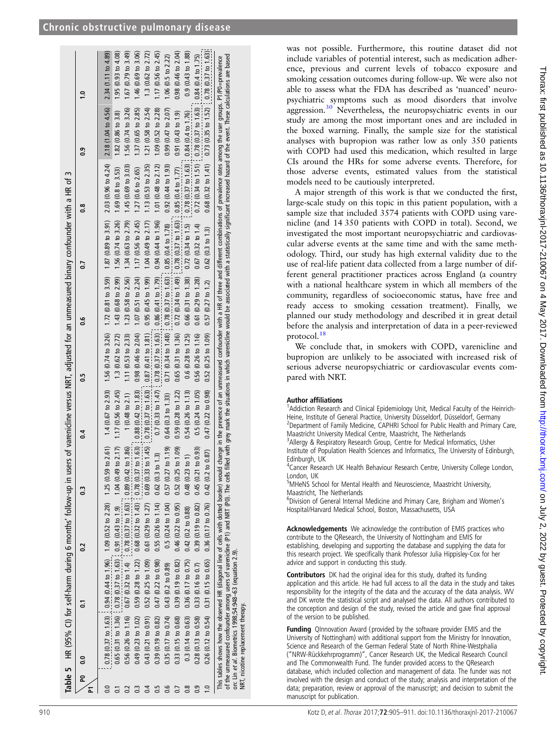**Table 5** HR (95% CI) for self-harm during 6 months' follow-up in users of varenicline versus NRT, adjusted for an unmeasured binary confounder with a HR of 3

| P1 \ P0 | 0.0 | 0.1 | 0.2 | 0.3 | 0.4 | 0.5 | 0.6 | 0.7 | 0.8 | 0.9 | 1.0 |
|---|---|---|---|---|---|---|---|---|---|---|---|
| 0.0 | 0.78 (0.37 to 1.63) | 0.94 (0.44 to 1.96) | 1.09 (0.52 to 2.28) | 1.25 (0.59 to 2.61) | 1.4 (0.67 to 2.93) | 1.56 (0.74 to 3.26) | 1.72 (0.81 to 3.59) | 1.87 (0.89 to 3.91) | 2.03 (0.96 to 4.24) | 2.18 (1.04 to 4.56) | 2.34 (1.11 to 4.89) |
| 0.1 | 0.65 (0.31 to 1.36) | 0.78 (0.37 to 1.63) | 0.91 (0.43 to 1.9) | 1.04 (0.49 to 2.17) | 1.17 (0.56 to 2.45) | 1.3 (0.62 to 2.72) | 1.43 (0.68 to 2.99) | 1.56 (0.74 to 3.26) | 1.69 (0.8 to 3.53) | 1.82 (0.86 to 3.8) | 1.95 (0.93 to 4.08) |
| 0.2 | 0.56 (0.26 to 1.16) | 0.67 (0.32 to 1.4) | 0.78 (0.37 to 1.63) | 0.89 (0.42 to 1.86) | 1 (0.48 to 2.1) | 1.11 (0.53 to 2.33) | 1.23 (0.58 to 2.56) | 1.34 (0.63 to 2.79) | 1.45 (0.69 to 3.03) | 1.56 (0.74 to 3.26) | 1.67 (0.79 to 3.49) |
| 0.3 | 0.49 (0.23 to 1.02) | 0.59 (0.28 to 1.22) | 0.68 (0.32 to 1.43) | 0.78 (0.37 to 1.63) | 0.88 (0.42 to 1.83) | 0.98 (0.46 to 2.04) | 1.07 (0.51 to 2.24) | 1.17 (0.56 to 2.45) | 1.27 (0.6 to 2.65) | 1.37 (0.65 to 2.85) | 1.46 (0.69 to 3.06) |
| 0.4 | 0.43 (0.21 to 0.91) | 0.52 (0.25 to 1.09) | 0.61 (0.29 to 1.27) | 0.69 (0.33 to 1.45) | 0.78 (0.37 to 1.63) | 0.87 (0.41 to 1.81) | 0.95 (0.45 to 1.99) | 1.04 (0.49 to 2.17) | 1.13 (0.53 to 2.35) | 1.21 (0.58 to 2.54) | 1.3 (0.62 to 2.72) |
| 0.5 | 0.39 (0.19 to 0.82) | 0.47 (0.22 to 0.98) | 0.55 (0.26 to 1.14) | 0.62 (0.3 to 1.3) | 0.7 (0.33 to 1.47) | 0.78 (0.37 to 1.63) | 0.86 (0.41 to 1.79) | 0.94 (0.44 to 1.96) | 1.01 (0.48 to 2.12) | 1.09 (0.52 to 2.28) | 1.17 (0.56 to 2.45) |
| 0.6 | 0.35 (0.17 to 0.74) | 0.43 (0.2 to 0.89) | 0.5 (0.24 to 1.04) | 0.57 (0.27 to 1.19) | 0.64 (0.3 to 1.33) | 0.71 (0.34 to 1.48) | 0.78 (0.37 to 1.63) | 0.85 (0.4 to 1.78) | 0.92 (0.44 to 1.93) | 0.99 (0.47 to 2.07) | 1.06 (0.5 to 2.22) |
| 0.7 | 0.33 (0.15 to 0.68) | 0.39 (0.19 to 0.82) | 0.46 (0.22 to 0.95) | 0.52 (0.25 to 1.09) | 0.59 (0.28 to 1.22) | 0.65 (0.31 to 1.36) | 0.72 (0.34 to 1.49) | 0.78 (0.37 to 1.63) | 0.85 (0.4 to 1.77) | 0.91 (0.43 to 1.9) | 0.98 (0.46 to 2.04) |
| 0.8 | 0.3 (0.14 to 0.63) | 0.36 (0.17 to 0.75) | 0.42 (0.2 to 0.88) | 0.48 (0.23 to 1) | 0.54 (0.26 to 1.13) | 0.6 (0.28 to 1.25) | 0.66 (0.31 to 1.38) | 0.72 (0.34 to 1.5) | 0.78 (0.37 to 1.63) | 0.84 (0.4 to 1.76) | 0.9 (0.43 to 1.88) |
| 0.9 | 0.28 (0.13 to 0.58) | 0.33 (0.16 to 0.7) | 0.39 (0.19 to 0.82) | 0.45 (0.21 to 0.93) | 0.5 (0.24 to 1.05) | 0.56 (0.26 to 1.16) | 0.61 (0.29 to 1.28) | 0.67 (0.32 to 1.4) | 0.72 (0.34 to 1.51) | 0.78 (0.37 to 1.63) | 0.84 (0.4 to 1.75) |
| 1.0 | 0.26 (0.12 to 0.54) | 0.31 (0.15 to 0.65) | 0.36 (0.17 to 0.76) | 0.42 (0.2 to 0.87) | 0.47 (0.22 to 0.98) | 0.52 (0.25 to 1.09) | 0.57 (0.27 to 1.2) | 0.62 (0.3 to 1.3) | 0.68 (0.32 to 1.41) | 0.73 (0.35 to 1.52) | 0.78 (0.37 to 1.63) |

This tables shows how the observed HR (diagonal line of cells with dotted border) would change in the presence of an unmeasured confounder with a HR of three and different combinations of prevalence rates among the user groups. P1/P0=prevalence of the unmeasured confounder among users of varenicline (P1) and NRT (P0). The cells filled with grey mark the situations in which varenicline would be associated with a statistically significant increased hazard of the event. These calculations are based on: Lin *et al*. Biometrics 1998;54:948–63 (equation 2.9).
NRT, nicotine replacement therapy.

was not possible. Furthermore, this routine dataset did not include variables of potential interest, such as medication adherence, previous and current levels of tobacco exposure and smoking cessation outcomes during follow-up. We were also not able to assess what the FDA has described as 'nuanced' neuropsychiatric symptoms such as mood disorders that involve aggression.[30] Nevertheless, the neuropsychiatric events in our study are among the most important ones and are included in the boxed warning. Finally, the sample size for the statistical analyses with bupropion was rather low as only 350 patients with COPD had used this medication, which resulted in large CIs around the HRs for some adverse events. Therefore, for those adverse events, estimated values from the statistical models need to be cautiously interpreted.

A major strength of this work is that we conducted the first, large-scale study on this topic in this patient population, with a sample size that included 3574 patients with COPD using varenicline (and 14 350 patients with COPD in total). Second, we investigated the most important neuropsychiatric and cardiovascular adverse events at the same time and with the same methodology. Third, our study has high external validity due to the use of real-life patient data collected from a large number of different general practitioner practices across England (a country with a national healthcare system in which all members of the community, regardless of socioeconomic status, have free and ready access to smoking cessation treatment). Finally, we planned our study methodology and described it in great detail before the analysis and interpretation of data in a peer-reviewed protocol.[18]

We conclude that, in smokers with COPD, varenicline and bupropion are unlikely to be associated with increased risk of serious adverse neuropsychiatric or cardiovascular events compared with NRT.

**Author affiliations**
[1]Addiction Research and Clinical Epidemiology Unit, Medical Faculty of the Heinrich-Heine, Institute of General Practice, University Düsseldorf, Düsseldorf, Germany
[2]Department of Family Medicine, CAPHRI School for Public Health and Primary Care, Maastricht University Medical Centre, Maastricht, The Netherlands
[3]Allergy & Respiratory Research Group, Centre for Medical Informatics, Usher Institute of Population Health Sciences and Informatics, The University of Edinburgh, Edinburgh, UK
[4]Cancer Research UK Health Behaviour Research Centre, University College London, London, UK
[5]MHeNS School for Mental Health and Neuroscience, Maastricht University, Maastricht, The Netherlands
[6]Division of General Internal Medicine and Primary Care, Brigham and Women's Hospital/Harvard Medical School, Boston, Massachusetts, USA

**Acknowledgements** We acknowledge the contribution of EMIS practices who contribute to the QResearch, the University of Nottingham and EMIS for establishing, developing and supporting the database and supplying the data for this research project. We specifically thank Professor Julia Hippisley-Cox for her advice and support in conducting this study.

**Contributors** DK had the original idea for this study, drafted its funding application and this article. He had full access to all the data in the study and takes responsibility for the integrity of the data and the accuracy of the data analysis. WV and DK wrote the statistical script and analysed the data. All authors contributed to the conception and design of the study, revised the article and gave final approval of the version to be published.

**Funding** QInnovation Award (provided by the software provider EMIS and the University of Nottingham) with additional support from the Ministry for Innovation, Science and Research of the German Federal State of North Rhine-Westphalia ("NRW-Rückkehrprogramm)", Cancer Research UK, the Medical Research Council and The Commonwealth Fund. The funder provided access to the QResearch database, which included collection and management of data. The funder was not involved with the design and conduct of the study; analysis and interpretation of the data; preparation, review or approval of the manuscript; and decision to submit the manuscript for publication.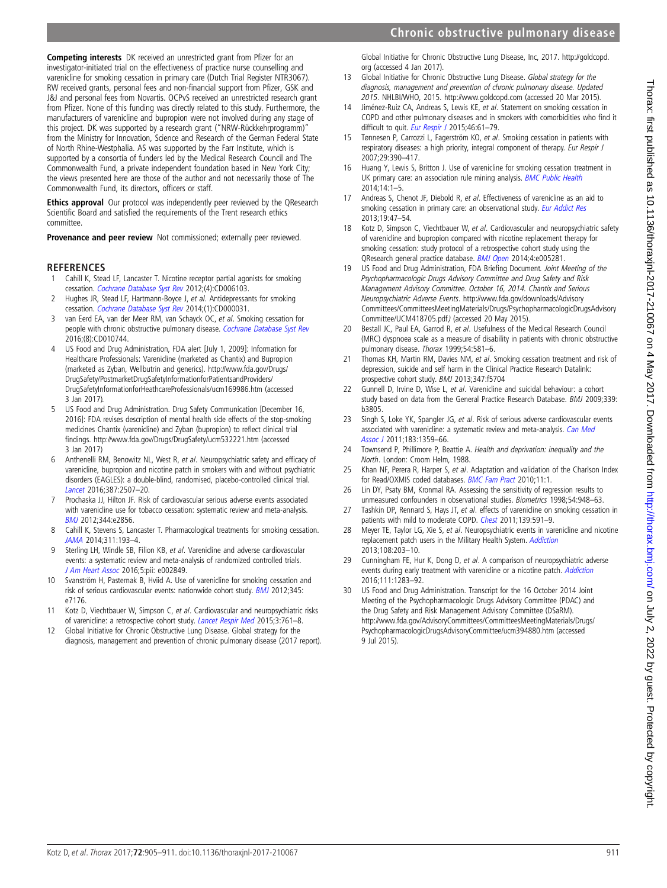**Competing interests** DK received an unrestricted grant from Pfizer for an investigator-initiated trial on the effectiveness of practice nurse counselling and varenicline for smoking cessation in primary care (Dutch Trial Register NTR3067). RW received grants, personal fees and non-financial support from Pfizer, GSK and J&J and personal fees from Novartis. OCPvS received an unrestricted research grant from Pfizer. None of this funding was directly related to this study. Furthermore, the manufacturers of varenicline and bupropion were not involved during any stage of this project. DK was supported by a research grant ("NRW-Rückkehrprogramm") from the Ministry for Innovation, Science and Research of the German Federal State of North Rhine-Westphalia. AS was supported by the Farr Institute, which is supported by a consortia of funders led by the Medical Research Council and The Commonwealth Fund, a private independent foundation based in New York City; the views presented here are those of the author and not necessarily those of The Commonwealth Fund, its directors, officers or staff.

**Ethics approval** Our protocol was independently peer reviewed by the QResearch Scientific Board and satisfied the requirements of the Trent research ethics committee.

**Provenance and peer review** Not commissioned; externally peer reviewed.

## REFERENCES

1. Cahill K, Stead LF, Lancaster T. Nicotine receptor partial agonists for smoking cessation. *Cochrane Database Syst Rev* 2012;(4):CD006103.
2. Hughes JR, Stead LF, Hartmann-Boyce J, *et al*. Antidepressants for smoking cessation. *Cochrane Database Syst Rev* 2014;(1):CD000031.
3. van Eerd EA, van der Meer RM, van Schayck OC, *et al*. Smoking cessation for people with chronic obstructive pulmonary disease. *Cochrane Database Syst Rev* 2016;(8):CD010744.
4. US Food and Drug Administration, FDA alert [July 1, 2009]: Information for Healthcare Professionals: Varenicline (marketed as Chantix) and Bupropion (marketed as Zyban, Wellbutrin and generics). http://www.fda.gov/Drugs/DrugSafety/PostmarketDrugSafetyInformationforPatientsandProviders/DrugSafetyInformationforHeathcareProfessionals/ucm169986.htm (accessed 3 Jan 2017).
5. US Food and Drug Administration. Drug Safety Communication [December 16, 2016]: FDA revises description of mental health side effects of the stop-smoking medicines Chantix (varenicline) and Zyban (bupropion) to reflect clinical trial findings. http://www.fda.gov/Drugs/DrugSafety/ucm532221.htm (accessed 3 Jan 2017)
6. Anthenelli RM, Benowitz NL, West R, *et al*. Neuropsychiatric safety and efficacy of varenicline, bupropion and nicotine patch in smokers with and without psychiatric disorders (EAGLES): a double-blind, randomised, placebo-controlled clinical trial. *Lancet* 2016;387:2507–20.
7. Prochaska JJ, Hilton JF. Risk of cardiovascular serious adverse events associated with varenicline use for tobacco cessation: systematic review and meta-analysis. *BMJ* 2012;344:e2856.
8. Cahill K, Stevens S, Lancaster T. Pharmacological treatments for smoking cessation. *JAMA* 2014;311:193–4.
9. Sterling LH, Windle SB, Filion KB, *et al*. Varenicline and adverse cardiovascular events: a systematic review and meta-analysis of randomized controlled trials. *J Am Heart Assoc* 2016;5:pii: e002849.
10. Svanström H, Pasternak B, Hviid A. Use of varenicline for smoking cessation and risk of serious cardiovascular events: nationwide cohort study. *BMJ* 2012;345:e7176.
11. Kotz D, Viechtbauer W, Simpson C, *et al*. Cardiovascular and neuropsychiatric risks of varenicline: a retrospective cohort study. *Lancet Respir Med* 2015;3:761–8.
12. Global Initiative for Chronic Obstructive Lung Disease. Global strategy for the diagnosis, management and prevention of chronic pulmonary disease (2017 report). Global Initiative for Chronic Obstructive Lung Disease, Inc, 2017. http://goldcopd.org (accessed 4 Jan 2017).
13. Global Initiative for Chronic Obstructive Lung Disease. *Global strategy for the diagnosis, management and prevention of chronic pulmonary disease. Updated 2015*. NHLBI/WHO, 2015. http://www.goldcopd.com (accessed 20 Mar 2015).
14. Jiménez-Ruiz CA, Andreas S, Lewis KE, *et al*. Statement on smoking cessation in COPD and other pulmonary diseases and in smokers with comorbidities who find it difficult to quit. *Eur Respir J* 2015;46:61–79.
15. Tønnesen P, Carrozzi L, Fagerström KO, *et al*. Smoking cessation in patients with respiratory diseases: a high priority, integral component of therapy. *Eur Respir J* 2007;29:390–417.
16. Huang Y, Lewis S, Britton J. Use of varenicline for smoking cessation treatment in UK primary care: an association rule mining analysis. *BMC Public Health* 2014;14:1–5.
17. Andreas S, Chenot JF, Diebold R, *et al*. Effectiveness of varenicline as an aid to smoking cessation in primary care: an observational study. *Eur Addict Res* 2013;19:47–54.
18. Kotz D, Simpson C, Viechtbauer W, *et al*. Cardiovascular and neuropsychiatric safety of varenicline and bupropion compared with nicotine replacement therapy for smoking cessation: study protocol of a retrospective cohort study using the QResearch general practice database. *BMJ Open* 2014;4:e005281.
19. US Food and Drug Administration, FDA Briefing Document. *Joint Meeting of the Psychopharmacologic Drugs Advisory Committee and Drug Safety and Risk Management Advisory Committee. October 16, 2014. Chantix and Serious Neuropsychiatric Adverse Events*. http://www.fda.gov/downloads/AdvisoryCommittees/CommitteesMeetingMaterials/Drugs/PsychopharmacologicDrugsAdvisoryCommittee/UCM418705.pdf) (accessed 20 May 2015).
20. Bestall JC, Paul EA, Garrod R, *et al*. Usefulness of the Medical Research Council (MRC) dyspnoea scale as a measure of disability in patients with chronic obstructive pulmonary disease. *Thorax* 1999;54:581–6.
21. Thomas KH, Martin RM, Davies NM, *et al*. Smoking cessation treatment and risk of depression, suicide and self harm in the Clinical Practice Research Datalink: prospective cohort study. *BMJ* 2013;347:f5704
22. Gunnell D, Irvine D, Wise L, *et al*. Varenicline and suicidal behaviour: a cohort study based on data from the General Practice Research Database. *BMJ* 2009;339:b3805.
23. Singh S, Loke YK, Spangler JG, *et al*. Risk of serious adverse cardiovascular events associated with varenicline: a systematic review and meta-analysis. *Can Med Assoc J* 2011;183:1359–66.
24. Townsend P, Phillimore P, Beattie A. *Health and deprivation: inequality and the North*. London: Croom Helm, 1988.
25. Khan NF, Perera R, Harper S, *et al*. Adaptation and validation of the Charlson Index for Read/OXMIS coded databases. *BMC Fam Pract* 2010;11:1.
26. Lin DY, Psaty BM, Kronmal RA. Assessing the sensitivity of regression results to unmeasured confounders in observational studies. *Biometrics* 1998;54:948–63.
27. Tashkin DP, Rennard S, Hays JT, *et al*. effects of varenicline on smoking cessation in patients with mild to moderate COPD. *Chest* 2011;139:591–9.
28. Meyer TE, Taylor LG, Xie S, *et al*. Neuropsychiatric events in varenicline and nicotine replacement patch users in the Military Health System. *Addiction* 2013;108:203–10.
29. Cunningham FE, Hur K, Dong D, *et al*. A comparison of neuropsychiatric adverse events during early treatment with varenicline or a nicotine patch. *Addiction* 2016;111:1283–92.
30. US Food and Drug Administration. Transcript for the 16 October 2014 Joint Meeting of the Psychopharmacologic Drugs Advisory Committee (PDAC) and the Drug Safety and Risk Management Advisory Committee (DSaRM). http://www.fda.gov/AdvisoryCommittees/CommitteesMeetingMaterials/Drugs/PsychopharmacologicDrugsAdvisoryCommittee/ucm394880.htm (accessed 9 Jul 2015).